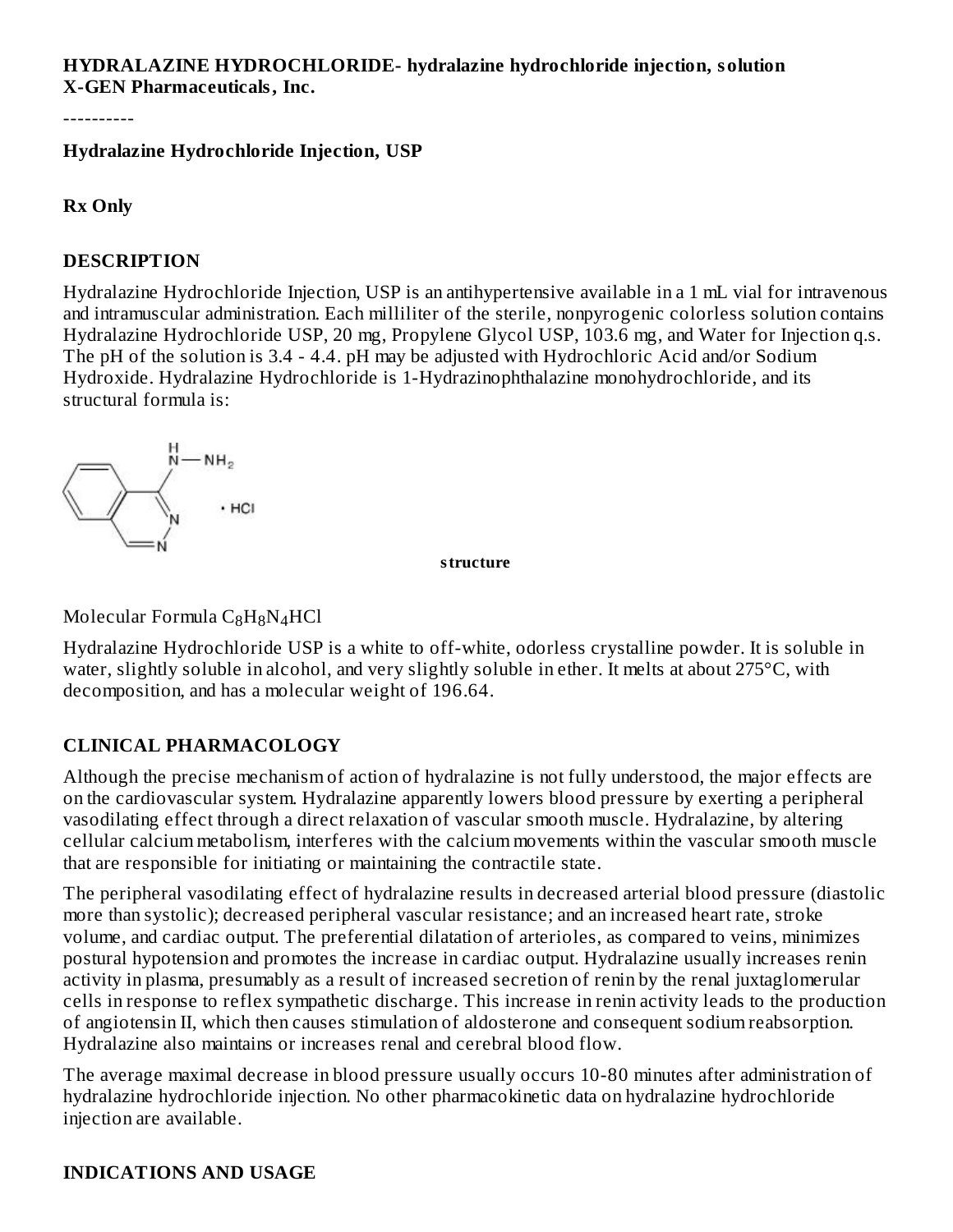**HYDRALAZINE HYDROCHLORIDE- hydralazine hydrochloride injection, solution**
**X-GEN Pharmaceuticals, Inc.**

----------

**Hydralazine Hydrochloride Injection, USP**

**Rx Only**

## DESCRIPTION

Hydralazine Hydrochloride Injection, USP is an antihypertensive available in a 1 mL vial for intravenous and intramuscular administration. Each milliliter of the sterile, nonpyrogenic colorless solution contains Hydralazine Hydrochloride USP, 20 mg, Propylene Glycol USP, 103.6 mg, and Water for Injection q.s. The pH of the solution is 3.4 - 4.4. pH may be adjusted with Hydrochloric Acid and/or Sodium Hydroxide. Hydralazine Hydrochloride is 1-Hydrazinophthalazine monohydrochloride, and its structural formula is:

**structure**

Molecular Formula $C_8H_8N_4HCl$

Hydralazine Hydrochloride USP is a white to off-white, odorless crystalline powder. It is soluble in water, slightly soluble in alcohol, and very slightly soluble in ether. It melts at about 275°C, with decomposition, and has a molecular weight of 196.64.

## CLINICAL PHARMACOLOGY

Although the precise mechanism of action of hydralazine is not fully understood, the major effects are on the cardiovascular system. Hydralazine apparently lowers blood pressure by exerting a peripheral vasodilating effect through a direct relaxation of vascular smooth muscle. Hydralazine, by altering cellular calcium metabolism, interferes with the calcium movements within the vascular smooth muscle that are responsible for initiating or maintaining the contractile state.

The peripheral vasodilating effect of hydralazine results in decreased arterial blood pressure (diastolic more than systolic); decreased peripheral vascular resistance; and an increased heart rate, stroke volume, and cardiac output. The preferential dilatation of arterioles, as compared to veins, minimizes postural hypotension and promotes the increase in cardiac output. Hydralazine usually increases renin activity in plasma, presumably as a result of increased secretion of renin by the renal juxtaglomerular cells in response to reflex sympathetic discharge. This increase in renin activity leads to the production of angiotensin II, which then causes stimulation of aldosterone and consequent sodium reabsorption. Hydralazine also maintains or increases renal and cerebral blood flow.

The average maximal decrease in blood pressure usually occurs 10-80 minutes after administration of hydralazine hydrochloride injection. No other pharmacokinetic data on hydralazine hydrochloride injection are available.

## INDICATIONS AND USAGE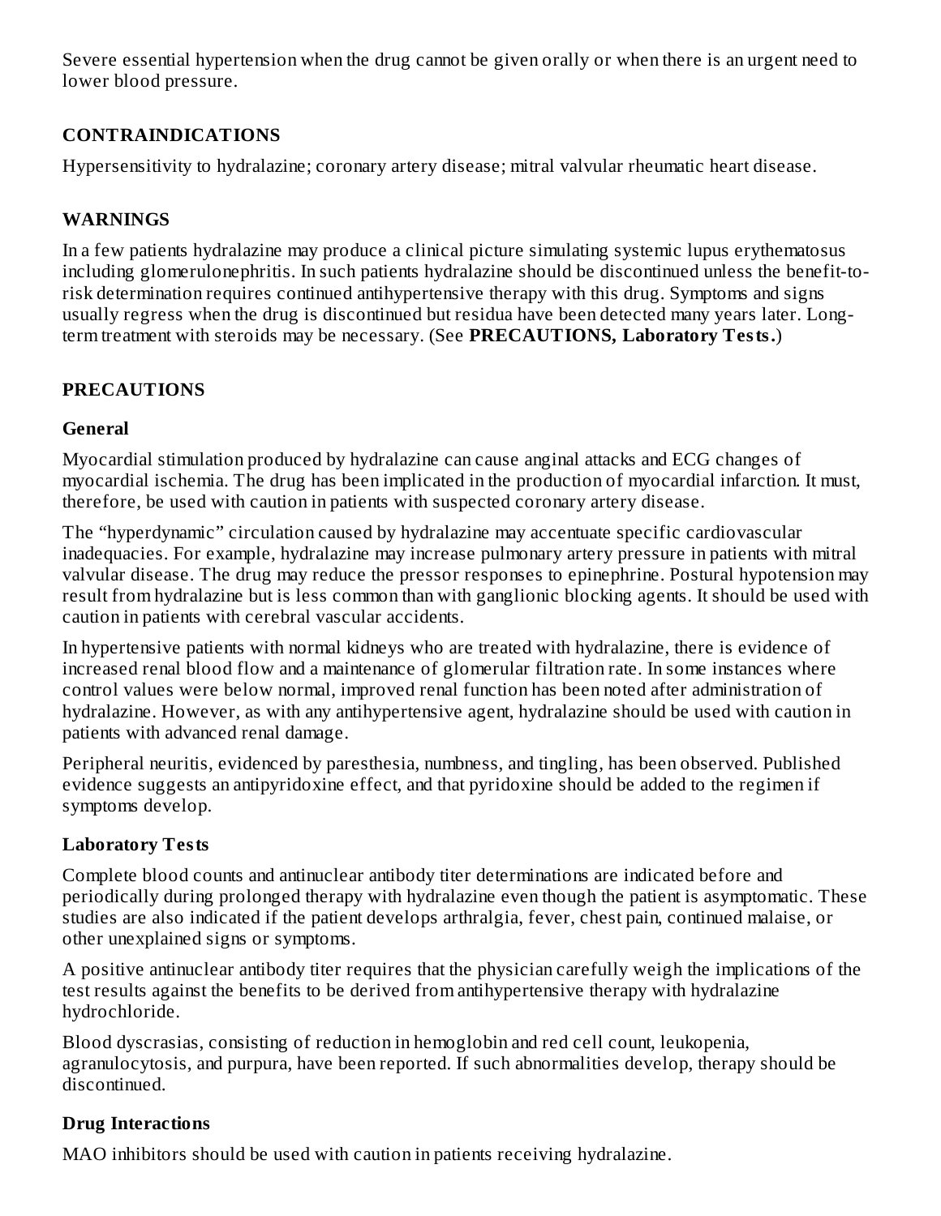Severe essential hypertension when the drug cannot be given orally or when there is an urgent need to lower blood pressure.

## CONTRAINDICATIONS

Hypersensitivity to hydralazine; coronary artery disease; mitral valvular rheumatic heart disease.

## WARNINGS

In a few patients hydralazine may produce a clinical picture simulating systemic lupus erythematosus including glomerulonephritis. In such patients hydralazine should be discontinued unless the benefit-to-risk determination requires continued antihypertensive therapy with this drug. Symptoms and signs usually regress when the drug is discontinued but residua have been detected many years later. Long-term treatment with steroids may be necessary. (See **PRECAUTIONS, Laboratory Tests.**)

## PRECAUTIONS

### General

Myocardial stimulation produced by hydralazine can cause anginal attacks and ECG changes of myocardial ischemia. The drug has been implicated in the production of myocardial infarction. It must, therefore, be used with caution in patients with suspected coronary artery disease.

The "hyperdynamic" circulation caused by hydralazine may accentuate specific cardiovascular inadequacies. For example, hydralazine may increase pulmonary artery pressure in patients with mitral valvular disease. The drug may reduce the pressor responses to epinephrine. Postural hypotension may result from hydralazine but is less common than with ganglionic blocking agents. It should be used with caution in patients with cerebral vascular accidents.

In hypertensive patients with normal kidneys who are treated with hydralazine, there is evidence of increased renal blood flow and a maintenance of glomerular filtration rate. In some instances where control values were below normal, improved renal function has been noted after administration of hydralazine. However, as with any antihypertensive agent, hydralazine should be used with caution in patients with advanced renal damage.

Peripheral neuritis, evidenced by paresthesia, numbness, and tingling, has been observed. Published evidence suggests an antipyridoxine effect, and that pyridoxine should be added to the regimen if symptoms develop.

### Laboratory Tests

Complete blood counts and antinuclear antibody titer determinations are indicated before and periodically during prolonged therapy with hydralazine even though the patient is asymptomatic. These studies are also indicated if the patient develops arthralgia, fever, chest pain, continued malaise, or other unexplained signs or symptoms.

A positive antinuclear antibody titer requires that the physician carefully weigh the implications of the test results against the benefits to be derived from antihypertensive therapy with hydralazine hydrochloride.

Blood dyscrasias, consisting of reduction in hemoglobin and red cell count, leukopenia, agranulocytosis, and purpura, have been reported. If such abnormalities develop, therapy should be discontinued.

### Drug Interactions

MAO inhibitors should be used with caution in patients receiving hydralazine.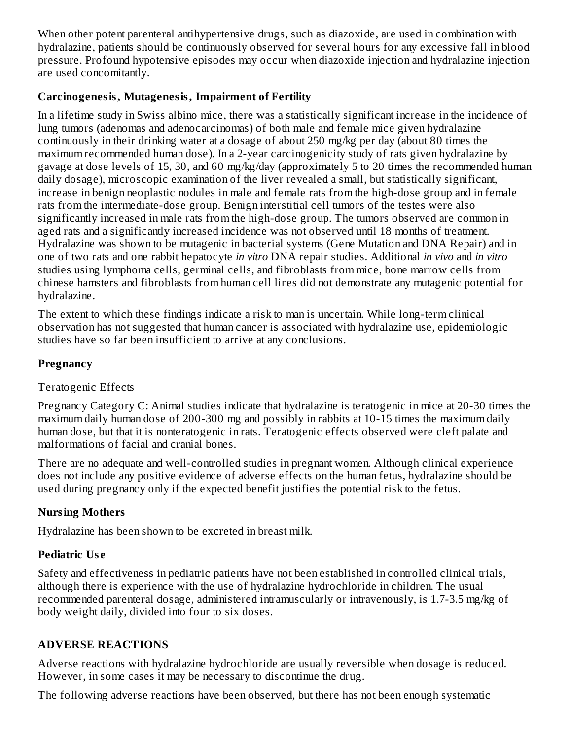When other potent parenteral antihypertensive drugs, such as diazoxide, are used in combination with hydralazine, patients should be continuously observed for several hours for any excessive fall in blood pressure. Profound hypotensive episodes may occur when diazoxide injection and hydralazine injection are used concomitantly.

### Carcinogenesis, Mutagenesis, Impairment of Fertility

In a lifetime study in Swiss albino mice, there was a statistically significant increase in the incidence of lung tumors (adenomas and adenocarcinomas) of both male and female mice given hydralazine continuously in their drinking water at a dosage of about 250 mg/kg per day (about 80 times the maximum recommended human dose). In a 2-year carcinogenicity study of rats given hydralazine by gavage at dose levels of 15, 30, and 60 mg/kg/day (approximately 5 to 20 times the recommended human daily dosage), microscopic examination of the liver revealed a small, but statistically significant, increase in benign neoplastic nodules in male and female rats from the high-dose group and in female rats from the intermediate-dose group. Benign interstitial cell tumors of the testes were also significantly increased in male rats from the high-dose group. The tumors observed are common in aged rats and a significantly increased incidence was not observed until 18 months of treatment. Hydralazine was shown to be mutagenic in bacterial systems (Gene Mutation and DNA Repair) and in one of two rats and one rabbit hepatocyte *in vitro* DNA repair studies. Additional *in vivo* and *in vitro* studies using lymphoma cells, germinal cells, and fibroblasts from mice, bone marrow cells from chinese hamsters and fibroblasts from human cell lines did not demonstrate any mutagenic potential for hydralazine.

The extent to which these findings indicate a risk to man is uncertain. While long-term clinical observation has not suggested that human cancer is associated with hydralazine use, epidemiologic studies have so far been insufficient to arrive at any conclusions.

### Pregnancy

Teratogenic Effects

Pregnancy Category C: Animal studies indicate that hydralazine is teratogenic in mice at 20-30 times the maximum daily human dose of 200-300 mg and possibly in rabbits at 10-15 times the maximum daily human dose, but that it is nonteratogenic in rats. Teratogenic effects observed were cleft palate and malformations of facial and cranial bones.

There are no adequate and well-controlled studies in pregnant women. Although clinical experience does not include any positive evidence of adverse effects on the human fetus, hydralazine should be used during pregnancy only if the expected benefit justifies the potential risk to the fetus.

### Nursing Mothers

Hydralazine has been shown to be excreted in breast milk.

### Pediatric Use

Safety and effectiveness in pediatric patients have not been established in controlled clinical trials, although there is experience with the use of hydralazine hydrochloride in children. The usual recommended parenteral dosage, administered intramuscularly or intravenously, is 1.7-3.5 mg/kg of body weight daily, divided into four to six doses.

## ADVERSE REACTIONS

Adverse reactions with hydralazine hydrochloride are usually reversible when dosage is reduced. However, in some cases it may be necessary to discontinue the drug.

The following adverse reactions have been observed, but there has not been enough systematic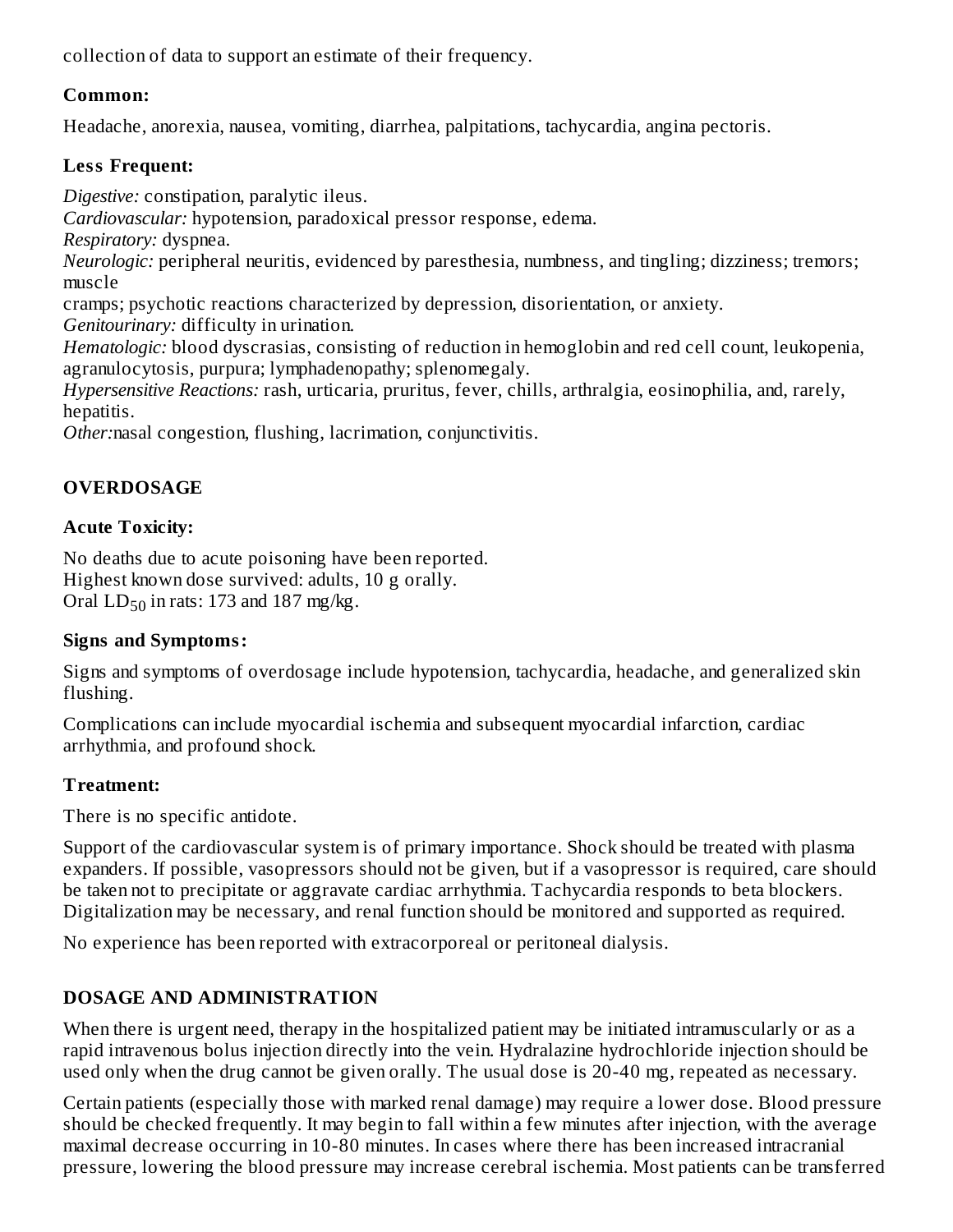collection of data to support an estimate of their frequency.

**Common:**

Headache, anorexia, nausea, vomiting, diarrhea, palpitations, tachycardia, angina pectoris.

**Less Frequent:**

*Digestive:* constipation, paralytic ileus.
*Cardiovascular:* hypotension, paradoxical pressor response, edema.
*Respiratory:* dyspnea.
*Neurologic:* peripheral neuritis, evidenced by paresthesia, numbness, and tingling; dizziness; tremors; muscle
cramps; psychotic reactions characterized by depression, disorientation, or anxiety.
*Genitourinary:* difficulty in urination.
*Hematologic:* blood dyscrasias, consisting of reduction in hemoglobin and red cell count, leukopenia, agranulocytosis, purpura; lymphadenopathy; splenomegaly.
*Hypersensitive Reactions:* rash, urticaria, pruritus, fever, chills, arthralgia, eosinophilia, and, rarely, hepatitis.
*Other:*nasal congestion, flushing, lacrimation, conjunctivitis.

## OVERDOSAGE

**Acute Toxicity:**

No deaths due to acute poisoning have been reported.
Highest known dose survived: adults, 10 g orally.
Oral $LD_{50}$ in rats: 173 and 187 mg/kg.

**Signs and Symptoms:**

Signs and symptoms of overdosage include hypotension, tachycardia, headache, and generalized skin flushing.

Complications can include myocardial ischemia and subsequent myocardial infarction, cardiac arrhythmia, and profound shock.

**Treatment:**

There is no specific antidote.

Support of the cardiovascular system is of primary importance. Shock should be treated with plasma expanders. If possible, vasopressors should not be given, but if a vasopressor is required, care should be taken not to precipitate or aggravate cardiac arrhythmia. Tachycardia responds to beta blockers. Digitalization may be necessary, and renal function should be monitored and supported as required.

No experience has been reported with extracorporeal or peritoneal dialysis.

## DOSAGE AND ADMINISTRATION

When there is urgent need, therapy in the hospitalized patient may be initiated intramuscularly or as a rapid intravenous bolus injection directly into the vein. Hydralazine hydrochloride injection should be used only when the drug cannot be given orally. The usual dose is 20-40 mg, repeated as necessary.

Certain patients (especially those with marked renal damage) may require a lower dose. Blood pressure should be checked frequently. It may begin to fall within a few minutes after injection, with the average maximal decrease occurring in 10-80 minutes. In cases where there has been increased intracranial pressure, lowering the blood pressure may increase cerebral ischemia. Most patients can be transferred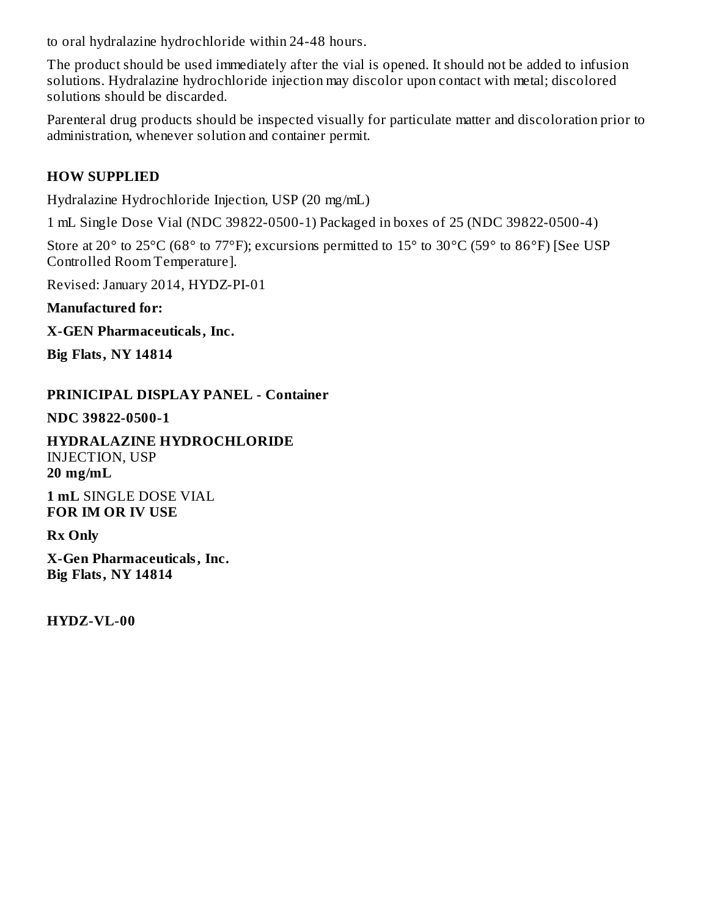to oral hydralazine hydrochloride within 24-48 hours.

The product should be used immediately after the vial is opened. It should not be added to infusion solutions. Hydralazine hydrochloride injection may discolor upon contact with metal; discolored solutions should be discarded.

Parenteral drug products should be inspected visually for particulate matter and discoloration prior to administration, whenever solution and container permit.

## HOW SUPPLIED

Hydralazine Hydrochloride Injection, USP (20 mg/mL)

1 mL Single Dose Vial (NDC 39822-0500-1) Packaged in boxes of 25 (NDC 39822-0500-4)

Store at 20° to 25°C (68° to 77°F); excursions permitted to 15° to 30°C (59° to 86°F) [See USP Controlled Room Temperature].

Revised: January 2014, HYDZ-PI-01

**Manufactured for:**

**X-GEN Pharmaceuticals, Inc.**

**Big Flats, NY 14814**

## PRINICIPAL DISPLAY PANEL - Container

**NDC 39822-0500-1**

**HYDRALAZINE HYDROCHLORIDE**
INJECTION, USP
**20 mg/mL**

**1 mL** SINGLE DOSE VIAL
**FOR IM OR IV USE**

**Rx Only**

**X-Gen Pharmaceuticals, Inc.**
**Big Flats, NY 14814**

**HYDZ-VL-00**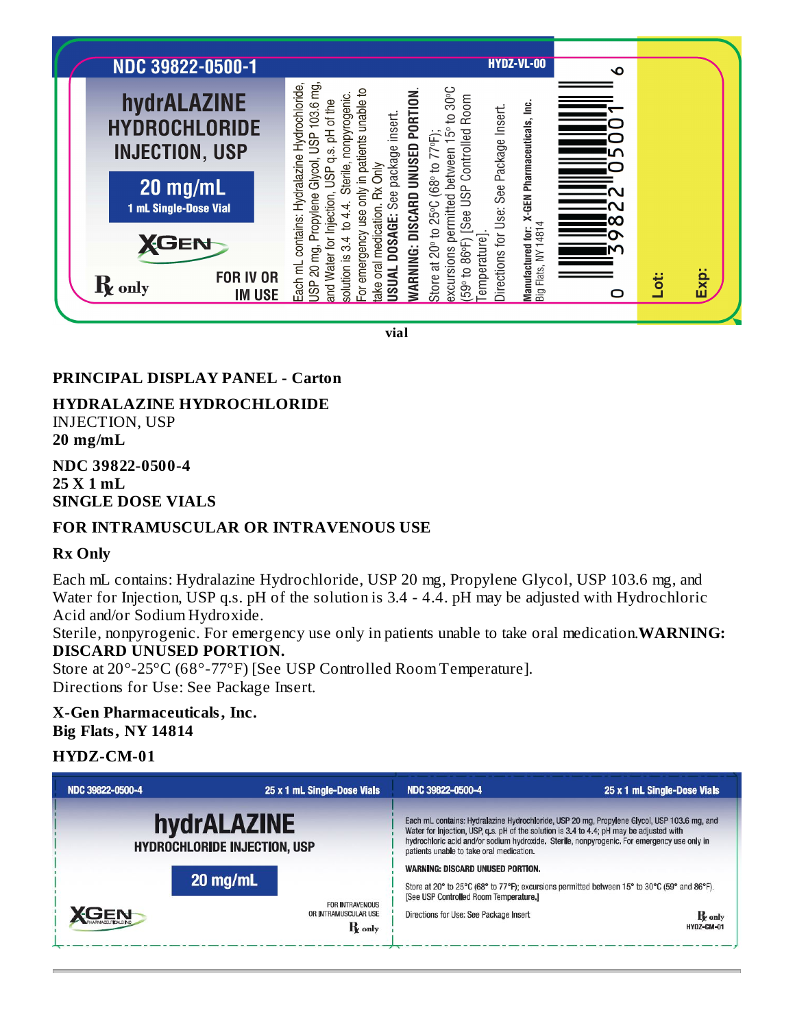NDC 39822-0500-1

hydrALAZINE HYDROCHLORIDE INJECTION, USP

20 mg/mL

1 mL Single-Dose Vial

XGEN

Rx only

FOR IV OR IM USE

HYDZ-VL-00

Each mL contains: Hydralazine Hydrochloride, USP 20 mg, Propylene Glycol, USP 103.6 mg, and Water for Injection, USP q.s. pH of the solution is 3.4 to 4.4. Sterile, nonpyrogenic. For emergency use only in patients unable to take oral medication. Rx Only

**USUAL DOSAGE:** See package insert.

**WARNING: DISCARD UNUSED PORTION.**

Store at 20° to 25°C (68° to 77°F); excursions permitted between 15° to 30°C (59° to 86°F) [See USP Controlled Room Temperature].

Directions for Use: See Package Insert.

**Manufactured for: X-GEN Pharmaceuticals, Inc.** Big Flats, NY 14814

0 39822 05001 6

Lot:

Exp:

vial

**PRINCIPAL DISPLAY PANEL - Carton**

**HYDRALAZINE HYDROCHLORIDE**
INJECTION, USP
**20 mg/mL**

**NDC 39822-0500-4**
**25 X 1 mL**
**SINGLE DOSE VIALS**

**FOR INTRAMUSCULAR OR INTRAVENOUS USE**

**Rx Only**

Each mL contains: Hydralazine Hydrochloride, USP 20 mg, Propylene Glycol, USP 103.6 mg, and Water for Injection, USP q.s. pH of the solution is 3.4 - 4.4. pH may be adjusted with Hydrochloric Acid and/or Sodium Hydroxide.
Sterile, nonpyrogenic. For emergency use only in patients unable to take oral medication.**WARNING: DISCARD UNUSED PORTION.**
Store at 20°-25°C (68°-77°F) [See USP Controlled Room Temperature].
Directions for Use: See Package Insert.

**X-Gen Pharmaceuticals, Inc.**
**Big Flats, NY 14814**

**HYDZ-CM-01**

NDC 39822-0500-4 25 x 1 mL Single-Dose Vials

hydrALAZINE HYDROCHLORIDE INJECTION, USP

20 mg/mL

XGEN PHARMACEUTICALS INC

FOR INTRAVENOUS OR INTRAMUSCULAR USE

Rx only

NDC 39822-0500-4 25 x 1 mL Single-Dose Vials

Each mL contains: Hydralazine Hydrochloride, USP 20 mg, Propylene Glycol, USP 103.6 mg, and Water for Injection, USP, q.s. pH of the solution is 3.4 to 4.4; pH may be adjusted with hydrochloric acid and/or sodium hydroxide. Sterile, nonpyrogenic. For emergency use only in patients unable to take oral medication.

WARNING: DISCARD UNUSED PORTION.

Store at 20° to 25°C (68° to 77°F); excursions permitted between 15° to 30°C (59° and 86°F). [See USP Controlled Room Temperature.]

Directions for Use: See Package Insert

Rx only

HYDZ-CM-01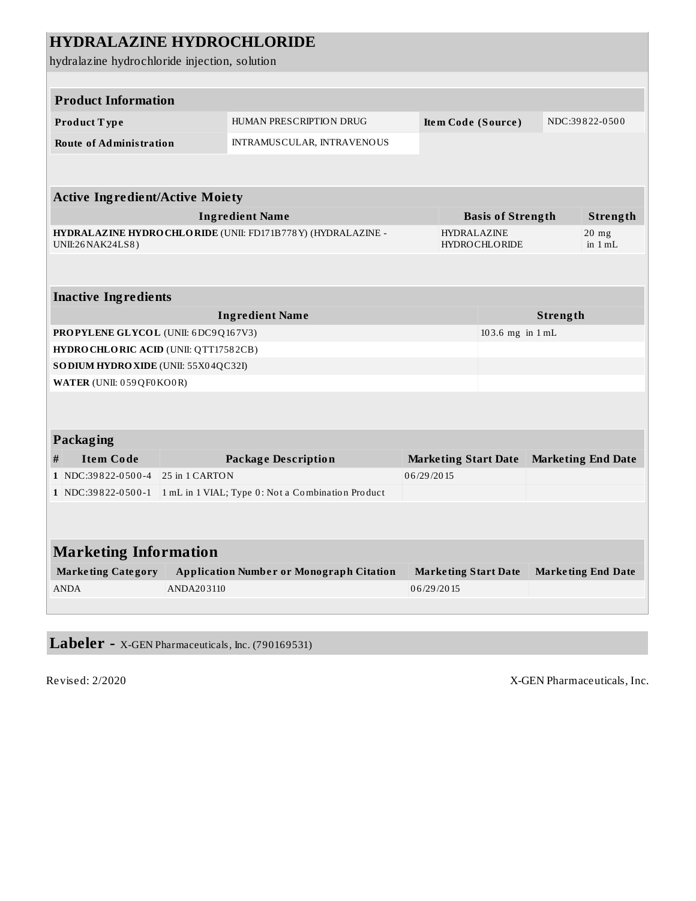# HYDRALAZINE HYDROCHLORIDE

hydralazine hydrochloride injection, solution

| **Product Information** | | | |
|---|---|---|---|
| **Product Type** | HUMAN PRESCRIPTION DRUG | **Item Code (Source)** | NDC:39822-0500 |
| **Route of Administration** | INTRAMUSCULAR, INTRAVENOUS | | |

| **Active Ingredient/Active Moiety** | | |
|---|---|---|
| **Ingredient Name** | **Basis of Strength** | **Strength** |
| **HYDRALAZINE HYDROCHLORIDE** (UNII: FD171B778Y) (HYDRALAZINE - UNII:26NAK24LS8) | HYDRALAZINE HYDROCHLORIDE | 20 mg in 1 mL |

| **Inactive Ingredients** | |
|---|---|
| **Ingredient Name** | **Strength** |
| **PROPYLENE GLYCOL** (UNII: 6DC9Q167V3) | 103.6 mg in 1 mL |
| **HYDROCHLORIC ACID** (UNII: QTT17582CB) | |
| **SODIUM HYDROXIDE** (UNII: 55X04QC32I) | |
| **WATER** (UNII: 059QF0KO0R) | |

| **Packaging** | | | | |
|---|---|---|---|---|
| **#** | **Item Code** | **Package Description** | **Marketing Start Date** | **Marketing End Date** |
| 1 | NDC:39822-0500-4 | 25 in 1 CARTON | 06/29/2015 | |
| 1 | NDC:39822-0500-1 | 1 mL in 1 VIAL; Type 0: Not a Combination Product | | |

| **Marketing Information** | | | |
|---|---|---|---|
| **Marketing Category** | **Application Number or Monograph Citation** | **Marketing Start Date** | **Marketing End Date** |
| ANDA | ANDA203110 | 06/29/2015 | |

**Labeler -** X-GEN Pharmaceuticals, Inc. (790169531)

Revised: 2/2020

X-GEN Pharmaceuticals, Inc.